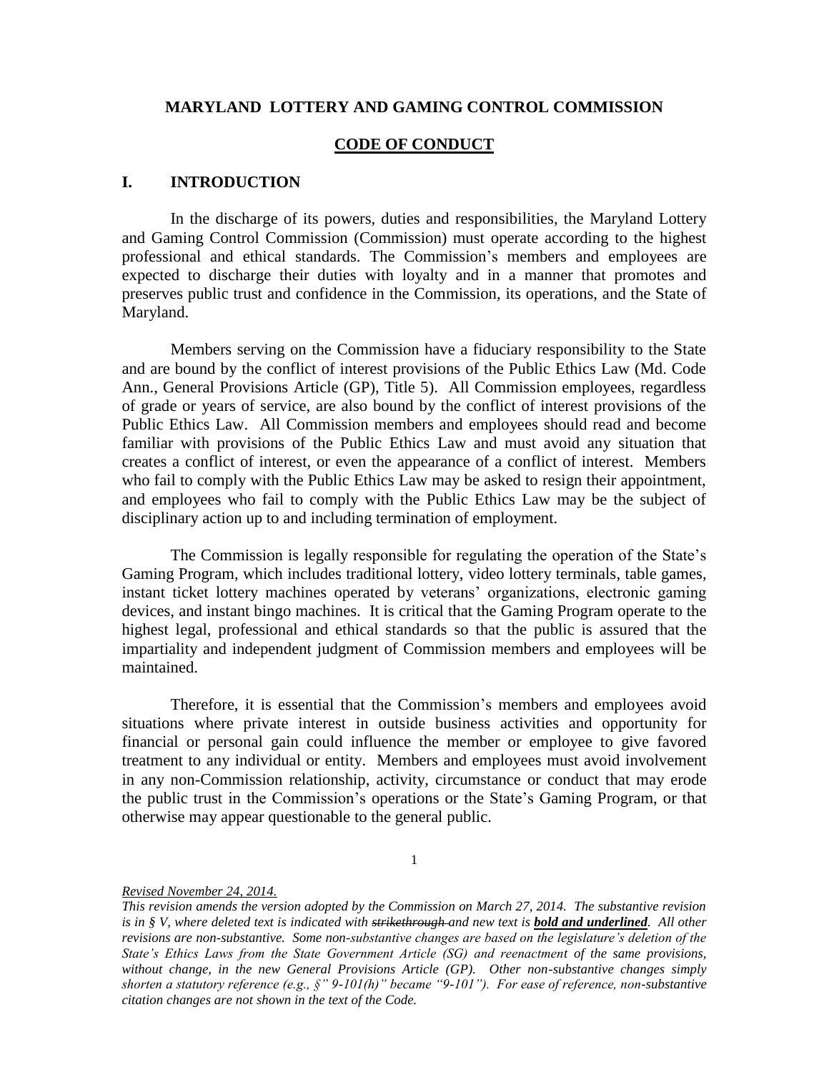# MARYLAND LOTTERY AND GAMING CONTROL COMMISSION

## CODE OF CONDUCT

## I. INTRODUCTION

In the discharge of its powers, duties and responsibilities, the Maryland Lottery and Gaming Control Commission (Commission) must operate according to the highest professional and ethical standards. The Commission's members and employees are expected to discharge their duties with loyalty and in a manner that promotes and preserves public trust and confidence in the Commission, its operations, and the State of Maryland.

Members serving on the Commission have a fiduciary responsibility to the State and are bound by the conflict of interest provisions of the Public Ethics Law (Md. Code Ann., General Provisions Article (GP), Title 5). All Commission employees, regardless of grade or years of service, are also bound by the conflict of interest provisions of the Public Ethics Law. All Commission members and employees should read and become familiar with provisions of the Public Ethics Law and must avoid any situation that creates a conflict of interest, or even the appearance of a conflict of interest. Members who fail to comply with the Public Ethics Law may be asked to resign their appointment, and employees who fail to comply with the Public Ethics Law may be the subject of disciplinary action up to and including termination of employment.

The Commission is legally responsible for regulating the operation of the State's Gaming Program, which includes traditional lottery, video lottery terminals, table games, instant ticket lottery machines operated by veterans' organizations, electronic gaming devices, and instant bingo machines. It is critical that the Gaming Program operate to the highest legal, professional and ethical standards so that the public is assured that the impartiality and independent judgment of Commission members and employees will be maintained.

Therefore, it is essential that the Commission's members and employees avoid situations where private interest in outside business activities and opportunity for financial or personal gain could influence the member or employee to give favored treatment to any individual or entity. Members and employees must avoid involvement in any non-Commission relationship, activity, circumstance or conduct that may erode the public trust in the Commission's operations or the State's Gaming Program, or that otherwise may appear questionable to the general public.

*Revised November 24, 2014.*

*This revision amends the version adopted by the Commission on March 27, 2014. The substantive revision is in § V, where deleted text is indicated with ~~strikethrough~~ and new text is **bold and underlined**. All other revisions are non-substantive. Some non-substantive changes are based on the legislature's deletion of the State's Ethics Laws from the State Government Article (SG) and reenactment of the same provisions, without change, in the new General Provisions Article (GP). Other non-substantive changes simply shorten a statutory reference (e.g., §" 9-101(h)" became "9-101"). For ease of reference, non-substantive citation changes are not shown in the text of the Code.*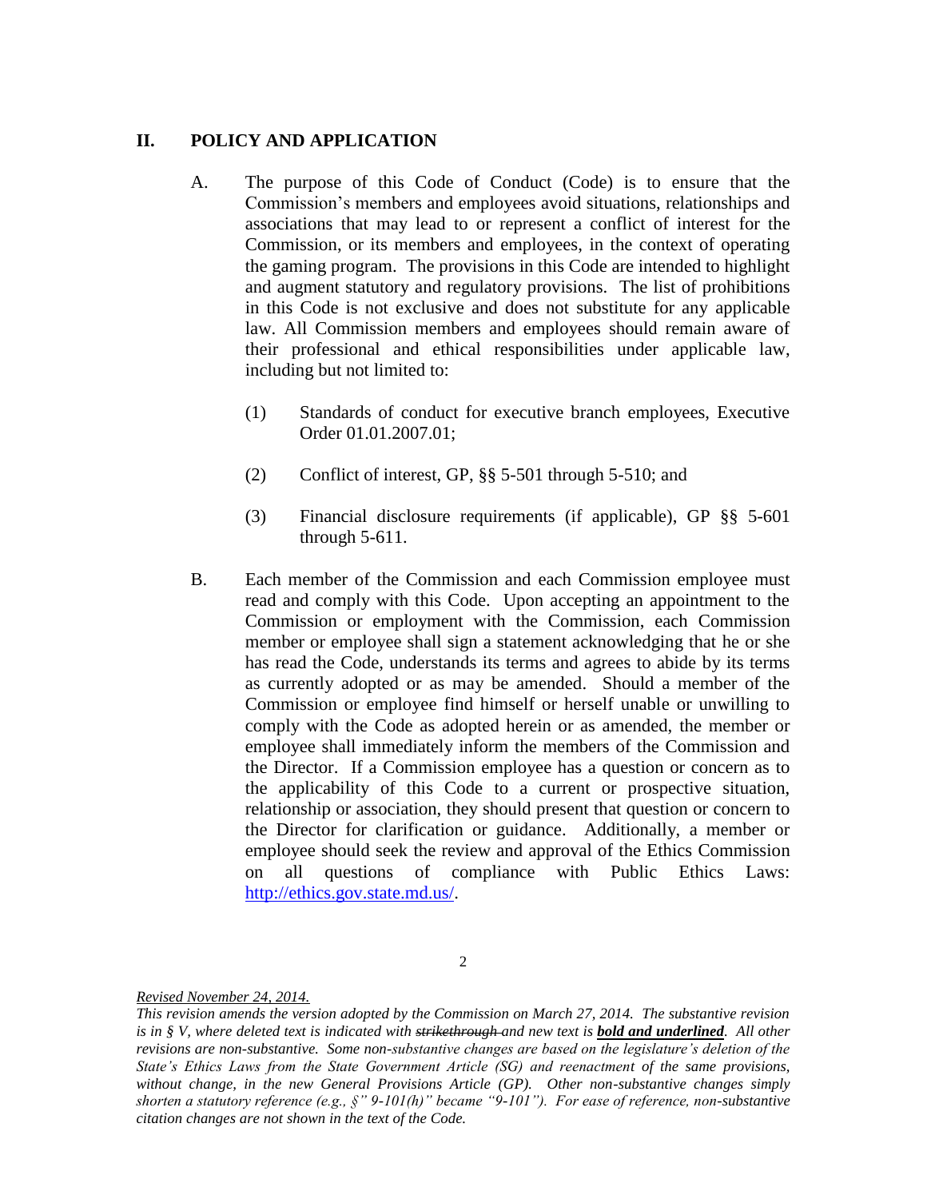## II. POLICY AND APPLICATION

A. The purpose of this Code of Conduct (Code) is to ensure that the Commission's members and employees avoid situations, relationships and associations that may lead to or represent a conflict of interest for the Commission, or its members and employees, in the context of operating the gaming program. The provisions in this Code are intended to highlight and augment statutory and regulatory provisions. The list of prohibitions in this Code is not exclusive and does not substitute for any applicable law. All Commission members and employees should remain aware of their professional and ethical responsibilities under applicable law, including but not limited to:

  (1) Standards of conduct for executive branch employees, Executive Order 01.01.2007.01;

  (2) Conflict of interest, GP, §§ 5-501 through 5-510; and

  (3) Financial disclosure requirements (if applicable), GP §§ 5-601 through 5-611.

B. Each member of the Commission and each Commission employee must read and comply with this Code. Upon accepting an appointment to the Commission or employment with the Commission, each Commission member or employee shall sign a statement acknowledging that he or she has read the Code, understands its terms and agrees to abide by its terms as currently adopted or as may be amended. Should a member of the Commission or employee find himself or herself unable or unwilling to comply with the Code as adopted herein or as amended, the member or employee shall immediately inform the members of the Commission and the Director. If a Commission employee has a question or concern as to the applicability of this Code to a current or prospective situation, relationship or association, they should present that question or concern to the Director for clarification or guidance. Additionally, a member or employee should seek the review and approval of the Ethics Commission on all questions of compliance with Public Ethics Laws: http://ethics.gov.state.md.us/.

*Revised November 24, 2014.*

*This revision amends the version adopted by the Commission on March 27, 2014. The substantive revision is in § V, where deleted text is indicated with ~~strikethrough~~ and new text is **bold and underlined**. All other revisions are non-substantive. Some non-substantive changes are based on the legislature's deletion of the State's Ethics Laws from the State Government Article (SG) and reenactment of the same provisions, without change, in the new General Provisions Article (GP). Other non-substantive changes simply shorten a statutory reference (e.g., §" 9-101(h)" became "9-101"). For ease of reference, non-substantive citation changes are not shown in the text of the Code.*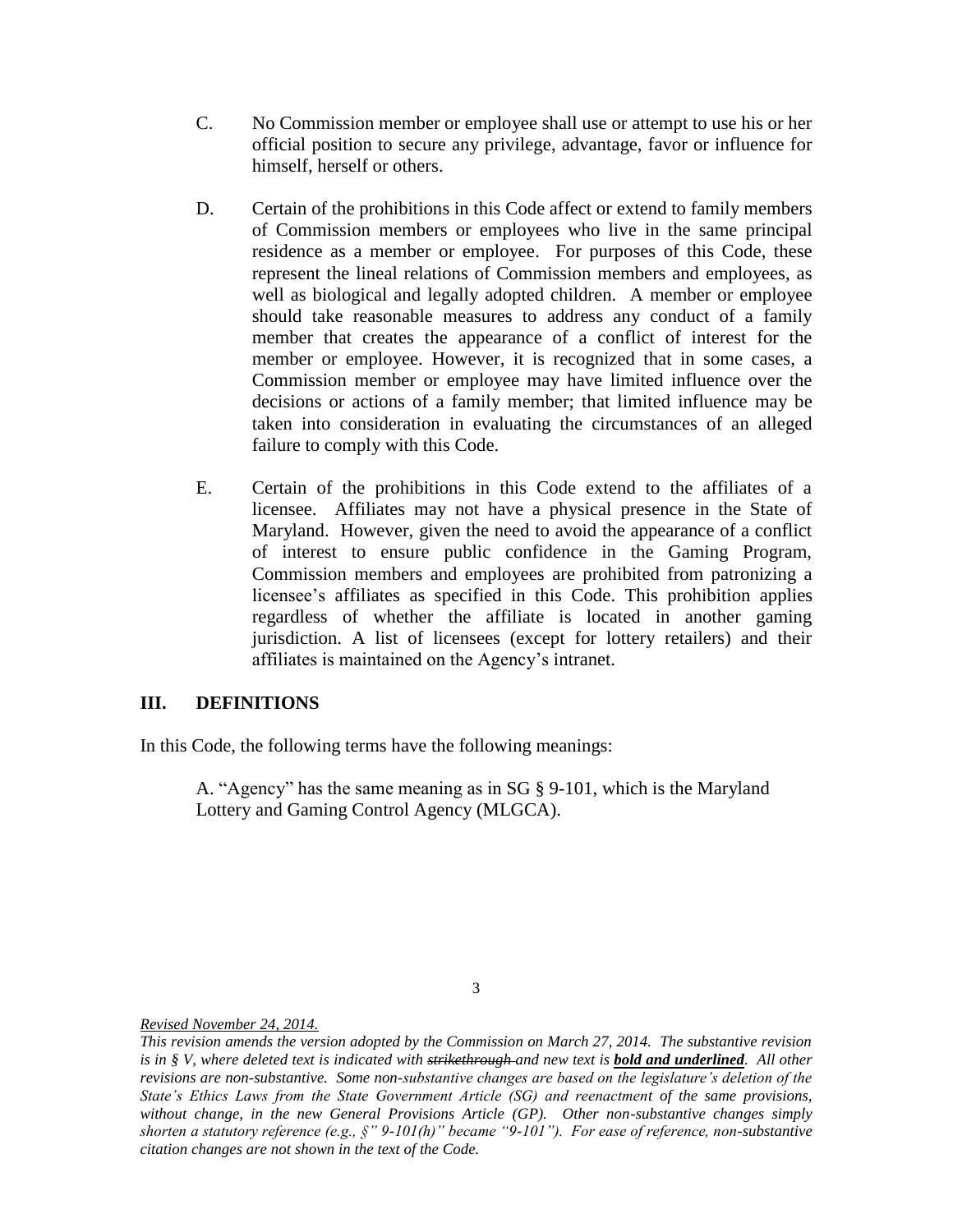C. No Commission member or employee shall use or attempt to use his or her official position to secure any privilege, advantage, favor or influence for himself, herself or others.

D. Certain of the prohibitions in this Code affect or extend to family members of Commission members or employees who live in the same principal residence as a member or employee. For purposes of this Code, these represent the lineal relations of Commission members and employees, as well as biological and legally adopted children. A member or employee should take reasonable measures to address any conduct of a family member that creates the appearance of a conflict of interest for the member or employee. However, it is recognized that in some cases, a Commission member or employee may have limited influence over the decisions or actions of a family member; that limited influence may be taken into consideration in evaluating the circumstances of an alleged failure to comply with this Code.

E. Certain of the prohibitions in this Code extend to the affiliates of a licensee. Affiliates may not have a physical presence in the State of Maryland. However, given the need to avoid the appearance of a conflict of interest to ensure public confidence in the Gaming Program, Commission members and employees are prohibited from patronizing a licensee's affiliates as specified in this Code. This prohibition applies regardless of whether the affiliate is located in another gaming jurisdiction. A list of licensees (except for lottery retailers) and their affiliates is maintained on the Agency's intranet.

## III. DEFINITIONS

In this Code, the following terms have the following meanings:

A. "Agency" has the same meaning as in SG § 9-101, which is the Maryland Lottery and Gaming Control Agency (MLGCA).

*Revised November 24, 2014.*

*This revision amends the version adopted by the Commission on March 27, 2014. The substantive revision is in § V, where deleted text is indicated with ~~strikethrough~~ and new text is **bold and underlined**. All other revisions are non-substantive. Some non-substantive changes are based on the legislature's deletion of the State's Ethics Laws from the State Government Article (SG) and reenactment of the same provisions, without change, in the new General Provisions Article (GP). Other non-substantive changes simply shorten a statutory reference (e.g., §" 9-101(h)" became "9-101"). For ease of reference, non-substantive citation changes are not shown in the text of the Code.*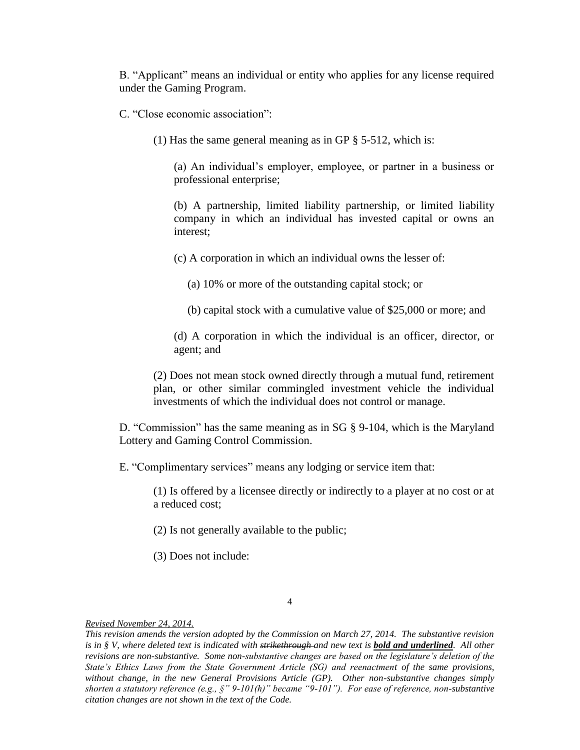B. "Applicant" means an individual or entity who applies for any license required under the Gaming Program.

C. "Close economic association":

(1) Has the same general meaning as in GP § 5-512, which is:

(a) An individual's employer, employee, or partner in a business or professional enterprise;

(b) A partnership, limited liability partnership, or limited liability company in which an individual has invested capital or owns an interest;

(c) A corporation in which an individual owns the lesser of:

(a) 10% or more of the outstanding capital stock; or

(b) capital stock with a cumulative value of $25,000 or more; and

(d) A corporation in which the individual is an officer, director, or agent; and

(2) Does not mean stock owned directly through a mutual fund, retirement plan, or other similar commingled investment vehicle the individual investments of which the individual does not control or manage.

D. "Commission" has the same meaning as in SG § 9-104, which is the Maryland Lottery and Gaming Control Commission.

E. "Complimentary services" means any lodging or service item that:

(1) Is offered by a licensee directly or indirectly to a player at no cost or at a reduced cost;

(2) Is not generally available to the public;

(3) Does not include:

*Revised November 24, 2014.*

*This revision amends the version adopted by the Commission on March 27, 2014. The substantive revision is in § V, where deleted text is indicated with ~~strikethrough~~ and new text is **bold and underlined**. All other revisions are non-substantive. Some non-substantive changes are based on the legislature's deletion of the State's Ethics Laws from the State Government Article (SG) and reenactment of the same provisions, without change, in the new General Provisions Article (GP). Other non-substantive changes simply shorten a statutory reference (e.g., §" 9-101(h)" became "9-101"). For ease of reference, non-substantive citation changes are not shown in the text of the Code.*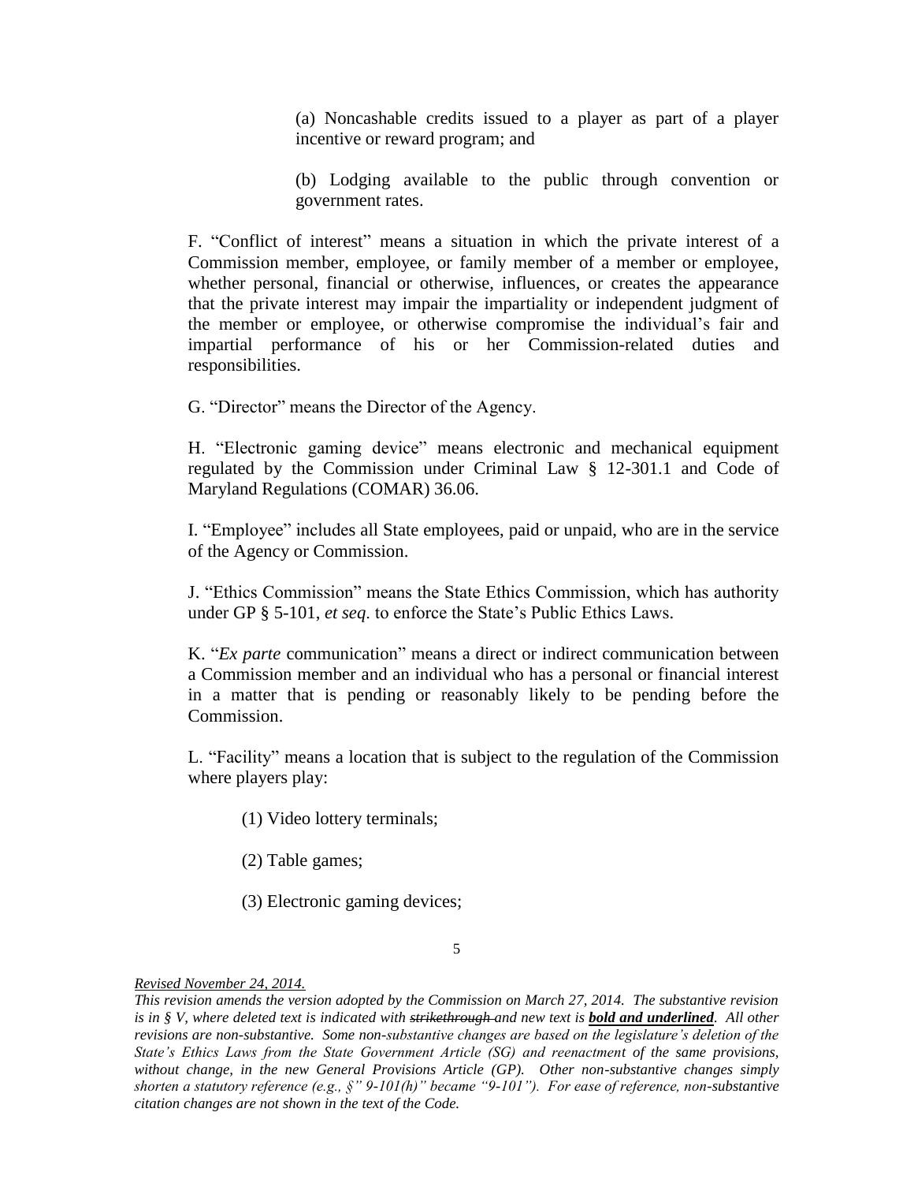(a) Noncashable credits issued to a player as part of a player incentive or reward program; and

(b) Lodging available to the public through convention or government rates.

F. "Conflict of interest" means a situation in which the private interest of a Commission member, employee, or family member of a member or employee, whether personal, financial or otherwise, influences, or creates the appearance that the private interest may impair the impartiality or independent judgment of the member or employee, or otherwise compromise the individual's fair and impartial performance of his or her Commission-related duties and responsibilities.

G. "Director" means the Director of the Agency.

H. "Electronic gaming device" means electronic and mechanical equipment regulated by the Commission under Criminal Law § 12-301.1 and Code of Maryland Regulations (COMAR) 36.06.

I. "Employee" includes all State employees, paid or unpaid, who are in the service of the Agency or Commission.

J. "Ethics Commission" means the State Ethics Commission, which has authority under GP § 5-101, *et seq*. to enforce the State's Public Ethics Laws.

K. "*Ex parte* communication" means a direct or indirect communication between a Commission member and an individual who has a personal or financial interest in a matter that is pending or reasonably likely to be pending before the Commission.

L. "Facility" means a location that is subject to the regulation of the Commission where players play:

(1) Video lottery terminals;

(2) Table games;

(3) Electronic gaming devices;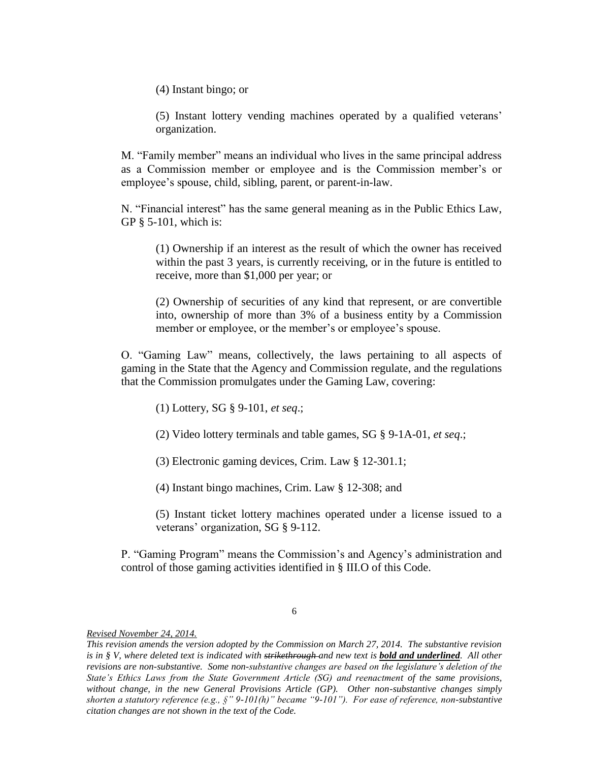(4) Instant bingo; or

(5) Instant lottery vending machines operated by a qualified veterans' organization.

M. "Family member" means an individual who lives in the same principal address as a Commission member or employee and is the Commission member's or employee's spouse, child, sibling, parent, or parent-in-law.

N. "Financial interest" has the same general meaning as in the Public Ethics Law, GP § 5-101, which is:

(1) Ownership if an interest as the result of which the owner has received within the past 3 years, is currently receiving, or in the future is entitled to receive, more than $1,000 per year; or

(2) Ownership of securities of any kind that represent, or are convertible into, ownership of more than 3% of a business entity by a Commission member or employee, or the member's or employee's spouse.

O. "Gaming Law" means, collectively, the laws pertaining to all aspects of gaming in the State that the Agency and Commission regulate, and the regulations that the Commission promulgates under the Gaming Law, covering:

(1) Lottery, SG § 9-101, *et seq*.;

(2) Video lottery terminals and table games, SG § 9-1A-01, *et seq*.;

(3) Electronic gaming devices, Crim. Law § 12-301.1;

(4) Instant bingo machines, Crim. Law § 12-308; and

(5) Instant ticket lottery machines operated under a license issued to a veterans' organization, SG § 9-112.

P. "Gaming Program" means the Commission's and Agency's administration and control of those gaming activities identified in § III.O of this Code.

*Revised November 24, 2014.*

*This revision amends the version adopted by the Commission on March 27, 2014. The substantive revision is in § V, where deleted text is indicated with ~~strikethrough~~ and new text is **bold and underlined**. All other revisions are non-substantive. Some non-substantive changes are based on the legislature's deletion of the State's Ethics Laws from the State Government Article (SG) and reenactment of the same provisions, without change, in the new General Provisions Article (GP). Other non-substantive changes simply shorten a statutory reference (e.g., §" 9-101(h)" became "9-101"). For ease of reference, non-substantive citation changes are not shown in the text of the Code.*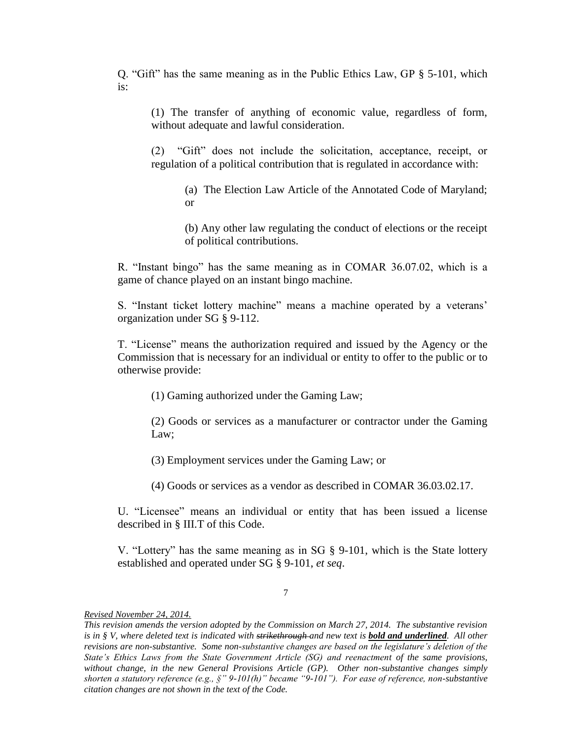Q. "Gift" has the same meaning as in the Public Ethics Law, GP § 5-101, which is:

> (1) The transfer of anything of economic value, regardless of form, without adequate and lawful consideration.
>
> (2) "Gift" does not include the solicitation, acceptance, receipt, or regulation of a political contribution that is regulated in accordance with:
>
> > (a) The Election Law Article of the Annotated Code of Maryland; or
> >
> > (b) Any other law regulating the conduct of elections or the receipt of political contributions.

R. "Instant bingo" has the same meaning as in COMAR 36.07.02, which is a game of chance played on an instant bingo machine.

S. "Instant ticket lottery machine" means a machine operated by a veterans' organization under SG § 9-112.

T. "License" means the authorization required and issued by the Agency or the Commission that is necessary for an individual or entity to offer to the public or to otherwise provide:

> (1) Gaming authorized under the Gaming Law;
>
> (2) Goods or services as a manufacturer or contractor under the Gaming Law;
>
> (3) Employment services under the Gaming Law; or
>
> (4) Goods or services as a vendor as described in COMAR 36.03.02.17.

U. "Licensee" means an individual or entity that has been issued a license described in § III.T of this Code.

V. "Lottery" has the same meaning as in SG § 9-101, which is the State lottery established and operated under SG § 9-101, *et seq*.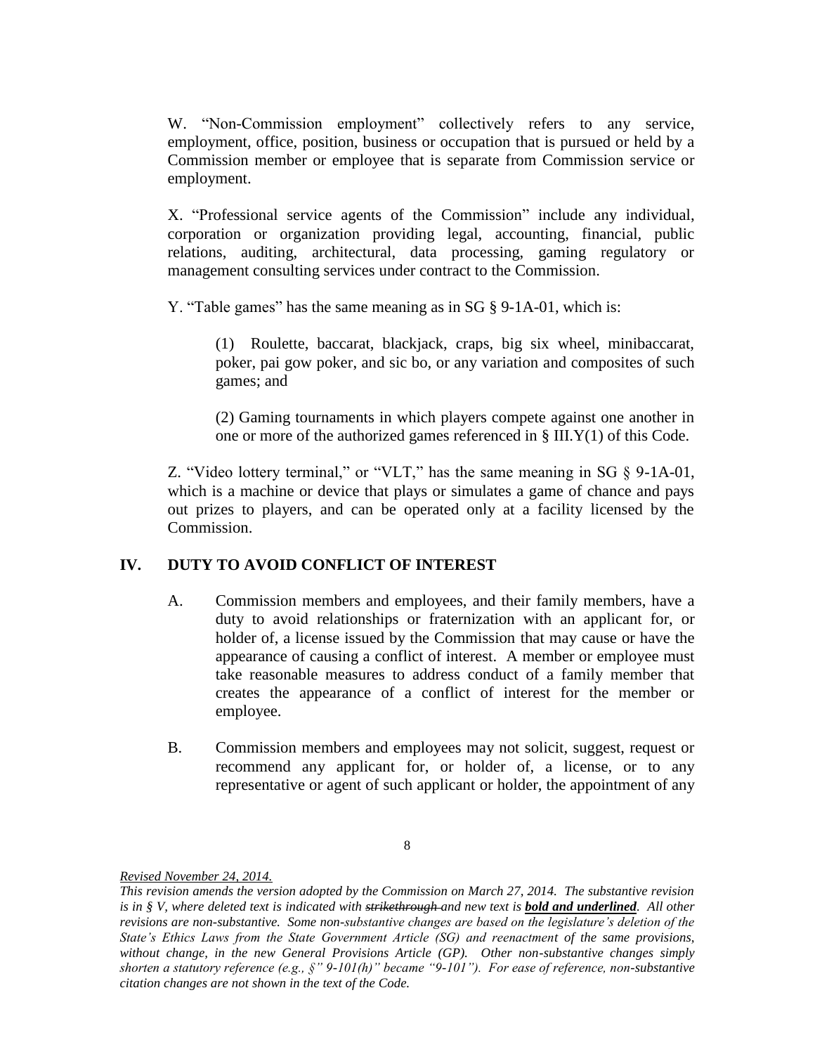W. "Non-Commission employment" collectively refers to any service, employment, office, position, business or occupation that is pursued or held by a Commission member or employee that is separate from Commission service or employment.

X. "Professional service agents of the Commission" include any individual, corporation or organization providing legal, accounting, financial, public relations, auditing, architectural, data processing, gaming regulatory or management consulting services under contract to the Commission.

Y. "Table games" has the same meaning as in SG § 9-1A-01, which is:

> (1) Roulette, baccarat, blackjack, craps, big six wheel, minibaccarat, poker, pai gow poker, and sic bo, or any variation and composites of such games; and
>
> (2) Gaming tournaments in which players compete against one another in one or more of the authorized games referenced in § III.Y(1) of this Code.

Z. "Video lottery terminal," or "VLT," has the same meaning in SG § 9-1A-01, which is a machine or device that plays or simulates a game of chance and pays out prizes to players, and can be operated only at a facility licensed by the Commission.

## IV. DUTY TO AVOID CONFLICT OF INTEREST

A. Commission members and employees, and their family members, have a duty to avoid relationships or fraternization with an applicant for, or holder of, a license issued by the Commission that may cause or have the appearance of causing a conflict of interest. A member or employee must take reasonable measures to address conduct of a family member that creates the appearance of a conflict of interest for the member or employee.

B. Commission members and employees may not solicit, suggest, request or recommend any applicant for, or holder of, a license, or to any representative or agent of such applicant or holder, the appointment of any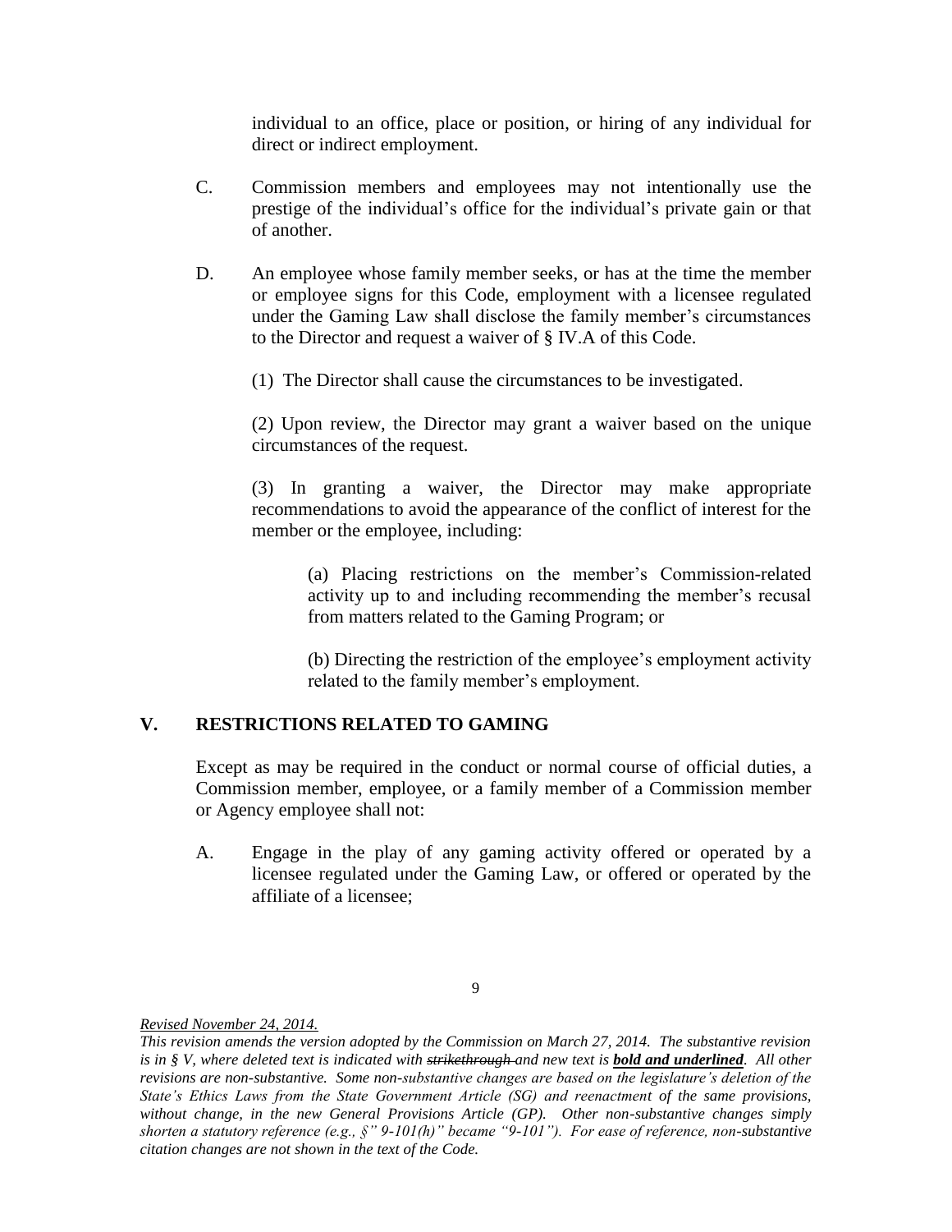individual to an office, place or position, or hiring of any individual for direct or indirect employment.

C. Commission members and employees may not intentionally use the prestige of the individual's office for the individual's private gain or that of another.

D. An employee whose family member seeks, or has at the time the member or employee signs for this Code, employment with a licensee regulated under the Gaming Law shall disclose the family member's circumstances to the Director and request a waiver of § IV.A of this Code.

(1) The Director shall cause the circumstances to be investigated.

(2) Upon review, the Director may grant a waiver based on the unique circumstances of the request.

(3) In granting a waiver, the Director may make appropriate recommendations to avoid the appearance of the conflict of interest for the member or the employee, including:

(a) Placing restrictions on the member's Commission-related activity up to and including recommending the member's recusal from matters related to the Gaming Program; or

(b) Directing the restriction of the employee's employment activity related to the family member's employment.

## V. RESTRICTIONS RELATED TO GAMING

Except as may be required in the conduct or normal course of official duties, a Commission member, employee, or a family member of a Commission member or Agency employee shall not:

A. Engage in the play of any gaming activity offered or operated by a licensee regulated under the Gaming Law, or offered or operated by the affiliate of a licensee;

_Revised November 24, 2014._

*This revision amends the version adopted by the Commission on March 27, 2014. The substantive revision is in § V, where deleted text is indicated with ~~strikethrough~~ and new text is **bold and underlined**. All other revisions are non-substantive. Some non-substantive changes are based on the legislature's deletion of the State's Ethics Laws from the State Government Article (SG) and reenactment of the same provisions, without change, in the new General Provisions Article (GP). Other non-substantive changes simply shorten a statutory reference (e.g., §" 9-101(h)" became "9-101"). For ease of reference, non-substantive citation changes are not shown in the text of the Code.*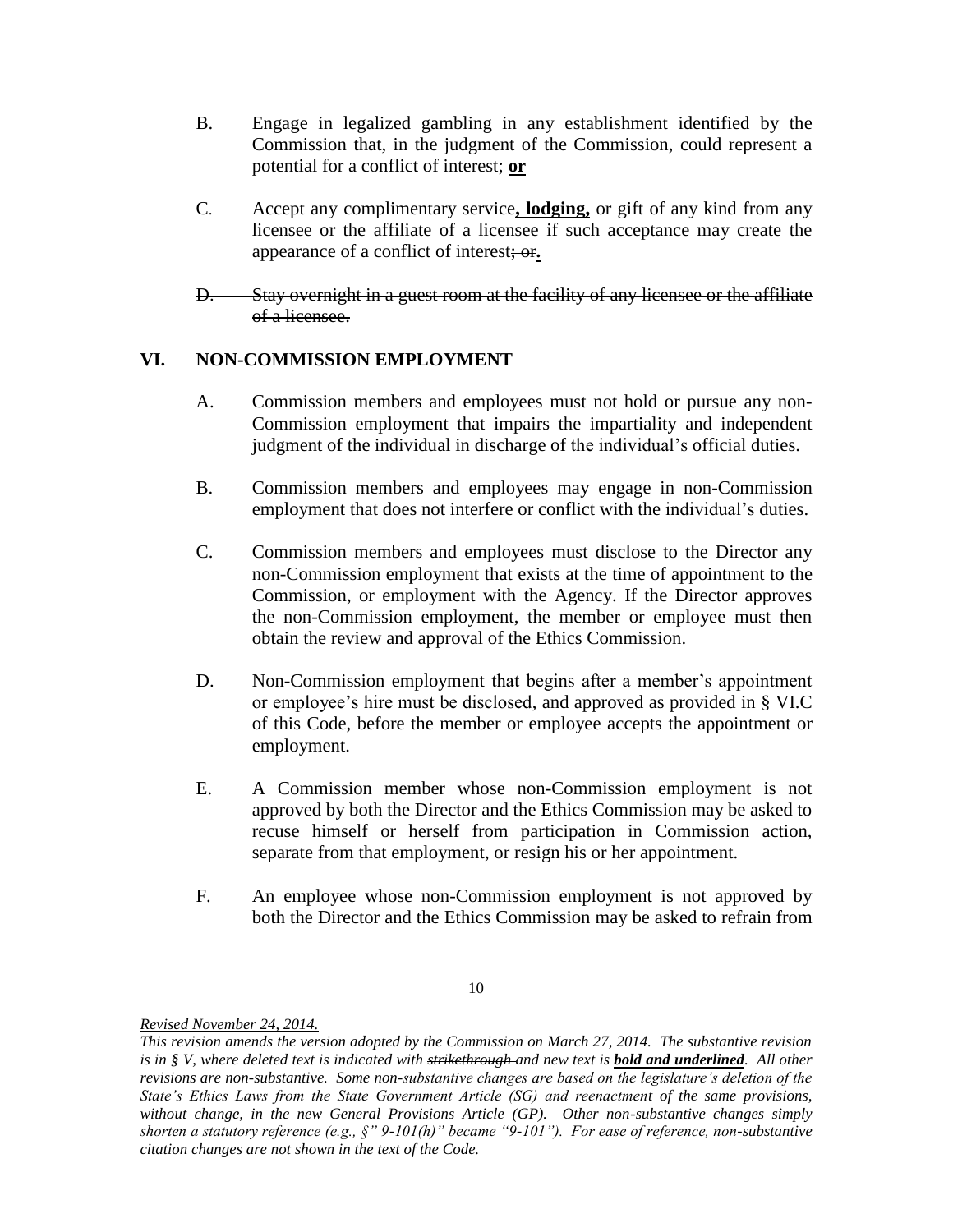B. Engage in legalized gambling in any establishment identified by the Commission that, in the judgment of the Commission, could represent a potential for a conflict of interest; **<u>or</u>**

C. Accept any complimentary service**<u>, lodging,</u>** or gift of any kind from any licensee or the affiliate of a licensee if such acceptance may create the appearance of a conflict of interest~~; or~~**<u>.</u>**

~~D. Stay overnight in a guest room at the facility of any licensee or the affiliate of a licensee.~~

## VI. NON-COMMISSION EMPLOYMENT

A. Commission members and employees must not hold or pursue any non-Commission employment that impairs the impartiality and independent judgment of the individual in discharge of the individual's official duties.

B. Commission members and employees may engage in non-Commission employment that does not interfere or conflict with the individual's duties.

C. Commission members and employees must disclose to the Director any non-Commission employment that exists at the time of appointment to the Commission, or employment with the Agency. If the Director approves the non-Commission employment, the member or employee must then obtain the review and approval of the Ethics Commission.

D. Non-Commission employment that begins after a member's appointment or employee's hire must be disclosed, and approved as provided in § VI.C of this Code, before the member or employee accepts the appointment or employment.

E. A Commission member whose non-Commission employment is not approved by both the Director and the Ethics Commission may be asked to recuse himself or herself from participation in Commission action, separate from that employment, or resign his or her appointment.

F. An employee whose non-Commission employment is not approved by both the Director and the Ethics Commission may be asked to refrain from

*<u>Revised November 24, 2014.</u>*

*This revision amends the version adopted by the Commission on March 27, 2014. The substantive revision is in § V, where deleted text is indicated with ~~strikethrough~~ and new text is **<u>bold and underlined</u>**. All other revisions are non-substantive. Some non-substantive changes are based on the legislature's deletion of the State's Ethics Laws from the State Government Article (SG) and reenactment of the same provisions, without change, in the new General Provisions Article (GP). Other non-substantive changes simply shorten a statutory reference (e.g., §" 9-101(h)" became "9-101"). For ease of reference, non-substantive citation changes are not shown in the text of the Code.*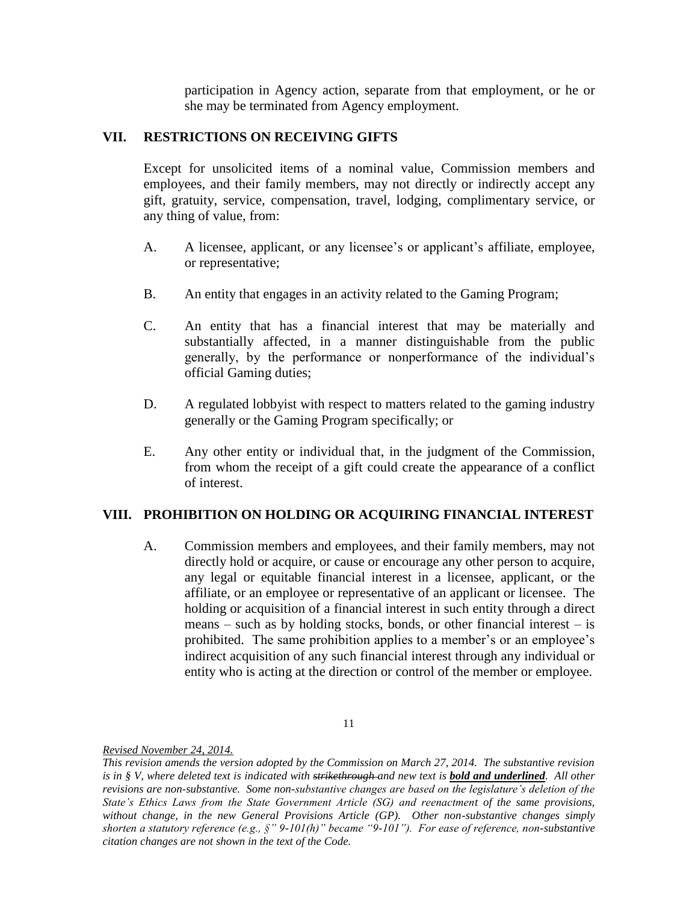participation in Agency action, separate from that employment, or he or she may be terminated from Agency employment.

## VII. RESTRICTIONS ON RECEIVING GIFTS

Except for unsolicited items of a nominal value, Commission members and employees, and their family members, may not directly or indirectly accept any gift, gratuity, service, compensation, travel, lodging, complimentary service, or any thing of value, from:

A. A licensee, applicant, or any licensee's or applicant's affiliate, employee, or representative;

B. An entity that engages in an activity related to the Gaming Program;

C. An entity that has a financial interest that may be materially and substantially affected, in a manner distinguishable from the public generally, by the performance or nonperformance of the individual's official Gaming duties;

D. A regulated lobbyist with respect to matters related to the gaming industry generally or the Gaming Program specifically; or

E. Any other entity or individual that, in the judgment of the Commission, from whom the receipt of a gift could create the appearance of a conflict of interest.

## VIII. PROHIBITION ON HOLDING OR ACQUIRING FINANCIAL INTEREST

A. Commission members and employees, and their family members, may not directly hold or acquire, or cause or encourage any other person to acquire, any legal or equitable financial interest in a licensee, applicant, or the affiliate, or an employee or representative of an applicant or licensee. The holding or acquisition of a financial interest in such entity through a direct means – such as by holding stocks, bonds, or other financial interest – is prohibited. The same prohibition applies to a member's or an employee's indirect acquisition of any such financial interest through any individual or entity who is acting at the direction or control of the member or employee.

*Revised November 24, 2014.*

*This revision amends the version adopted by the Commission on March 27, 2014. The substantive revision is in § V, where deleted text is indicated with ~~strikethrough~~ and new text is **bold and underlined**. All other revisions are non-substantive. Some non-substantive changes are based on the legislature's deletion of the State's Ethics Laws from the State Government Article (SG) and reenactment of the same provisions, without change, in the new General Provisions Article (GP). Other non-substantive changes simply shorten a statutory reference (e.g., §" 9-101(h)" became "9-101"). For ease of reference, non-substantive citation changes are not shown in the text of the Code.*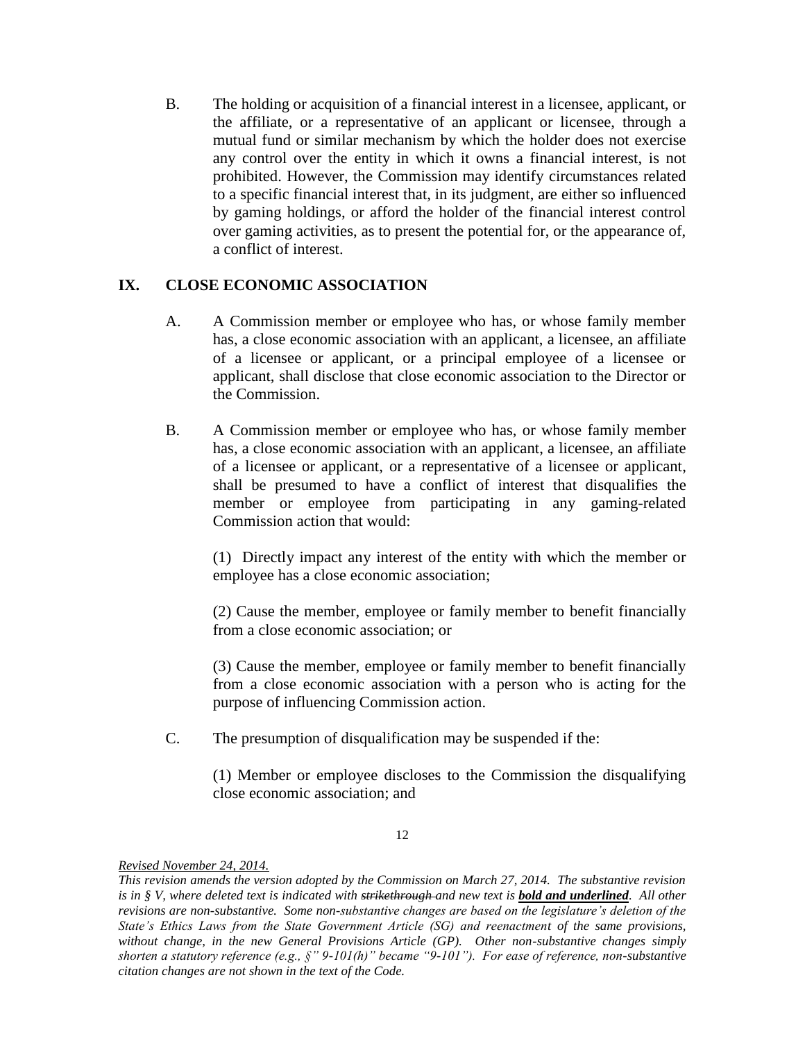B. The holding or acquisition of a financial interest in a licensee, applicant, or the affiliate, or a representative of an applicant or licensee, through a mutual fund or similar mechanism by which the holder does not exercise any control over the entity in which it owns a financial interest, is not prohibited. However, the Commission may identify circumstances related to a specific financial interest that, in its judgment, are either so influenced by gaming holdings, or afford the holder of the financial interest control over gaming activities, as to present the potential for, or the appearance of, a conflict of interest.

## IX. CLOSE ECONOMIC ASSOCIATION

A. A Commission member or employee who has, or whose family member has, a close economic association with an applicant, a licensee, an affiliate of a licensee or applicant, or a principal employee of a licensee or applicant, shall disclose that close economic association to the Director or the Commission.

B. A Commission member or employee who has, or whose family member has, a close economic association with an applicant, a licensee, an affiliate of a licensee or applicant, or a representative of a licensee or applicant, shall be presumed to have a conflict of interest that disqualifies the member or employee from participating in any gaming-related Commission action that would:

(1) Directly impact any interest of the entity with which the member or employee has a close economic association;

(2) Cause the member, employee or family member to benefit financially from a close economic association; or

(3) Cause the member, employee or family member to benefit financially from a close economic association with a person who is acting for the purpose of influencing Commission action.

C. The presumption of disqualification may be suspended if the:

(1) Member or employee discloses to the Commission the disqualifying close economic association; and

*Revised November 24, 2014.*

*This revision amends the version adopted by the Commission on March 27, 2014. The substantive revision is in § V, where deleted text is indicated with ~~strikethrough~~ and new text is **bold and underlined**. All other revisions are non-substantive. Some non-substantive changes are based on the legislature's deletion of the State's Ethics Laws from the State Government Article (SG) and reenactment of the same provisions, without change, in the new General Provisions Article (GP). Other non-substantive changes simply shorten a statutory reference (e.g., §" 9-101(h)" became "9-101"). For ease of reference, non-substantive citation changes are not shown in the text of the Code.*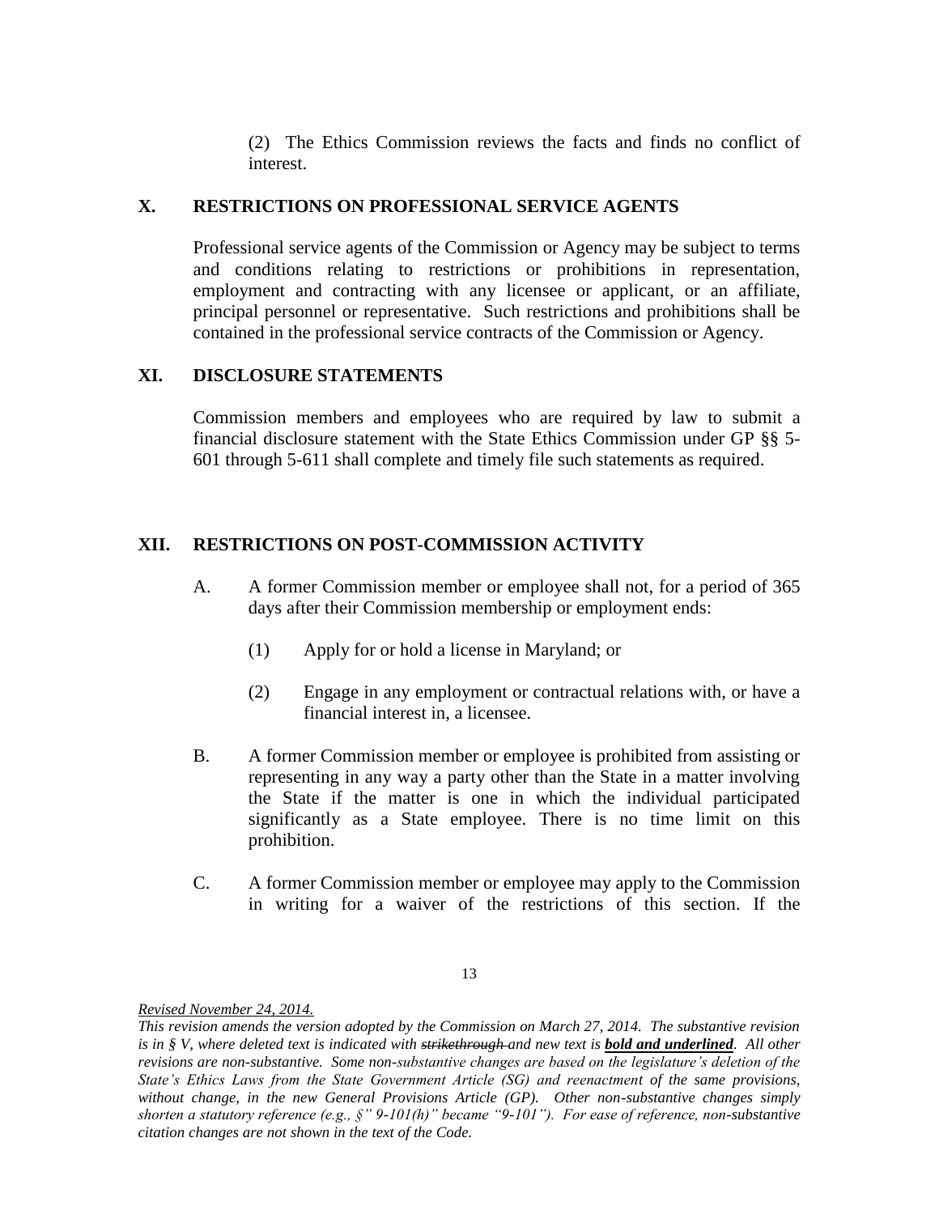(2) The Ethics Commission reviews the facts and finds no conflict of interest.

## X. RESTRICTIONS ON PROFESSIONAL SERVICE AGENTS

Professional service agents of the Commission or Agency may be subject to terms and conditions relating to restrictions or prohibitions in representation, employment and contracting with any licensee or applicant, or an affiliate, principal personnel or representative. Such restrictions and prohibitions shall be contained in the professional service contracts of the Commission or Agency.

## XI. DISCLOSURE STATEMENTS

Commission members and employees who are required by law to submit a financial disclosure statement with the State Ethics Commission under GP §§ 5-601 through 5-611 shall complete and timely file such statements as required.

## XII. RESTRICTIONS ON POST-COMMISSION ACTIVITY

A. A former Commission member or employee shall not, for a period of 365 days after their Commission membership or employment ends:

(1) Apply for or hold a license in Maryland; or

(2) Engage in any employment or contractual relations with, or have a financial interest in, a licensee.

B. A former Commission member or employee is prohibited from assisting or representing in any way a party other than the State in a matter involving the State if the matter is one in which the individual participated significantly as a State employee. There is no time limit on this prohibition.

C. A former Commission member or employee may apply to the Commission in writing for a waiver of the restrictions of this section. If the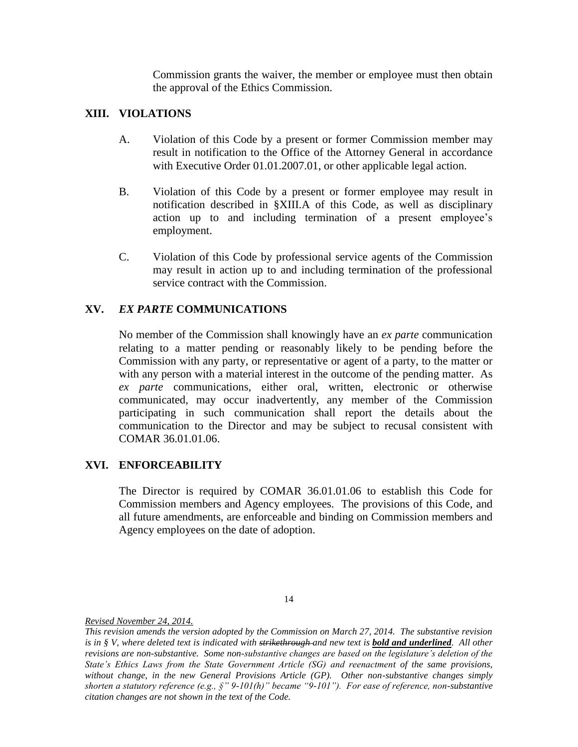Commission grants the waiver, the member or employee must then obtain the approval of the Ethics Commission.

## XIII. VIOLATIONS

A. Violation of this Code by a present or former Commission member may result in notification to the Office of the Attorney General in accordance with Executive Order 01.01.2007.01, or other applicable legal action.

B. Violation of this Code by a present or former employee may result in notification described in §XIII.A of this Code, as well as disciplinary action up to and including termination of a present employee's employment.

C. Violation of this Code by professional service agents of the Commission may result in action up to and including termination of the professional service contract with the Commission.

## XV. *EX PARTE* COMMUNICATIONS

No member of the Commission shall knowingly have an *ex parte* communication relating to a matter pending or reasonably likely to be pending before the Commission with any party, or representative or agent of a party, to the matter or with any person with a material interest in the outcome of the pending matter. As *ex parte* communications, either oral, written, electronic or otherwise communicated, may occur inadvertently, any member of the Commission participating in such communication shall report the details about the communication to the Director and may be subject to recusal consistent with COMAR 36.01.01.06.

## XVI. ENFORCEABILITY

The Director is required by COMAR 36.01.01.06 to establish this Code for Commission members and Agency employees. The provisions of this Code, and all future amendments, are enforceable and binding on Commission members and Agency employees on the date of adoption.

*Revised November 24, 2014.*

*This revision amends the version adopted by the Commission on March 27, 2014. The substantive revision is in § V, where deleted text is indicated with ~~strikethrough~~ and new text is **bold and underlined**. All other revisions are non-substantive. Some non-substantive changes are based on the legislature's deletion of the State's Ethics Laws from the State Government Article (SG) and reenactment of the same provisions, without change, in the new General Provisions Article (GP). Other non-substantive changes simply shorten a statutory reference (e.g., §" 9-101(h)" became "9-101"). For ease of reference, non-substantive citation changes are not shown in the text of the Code.*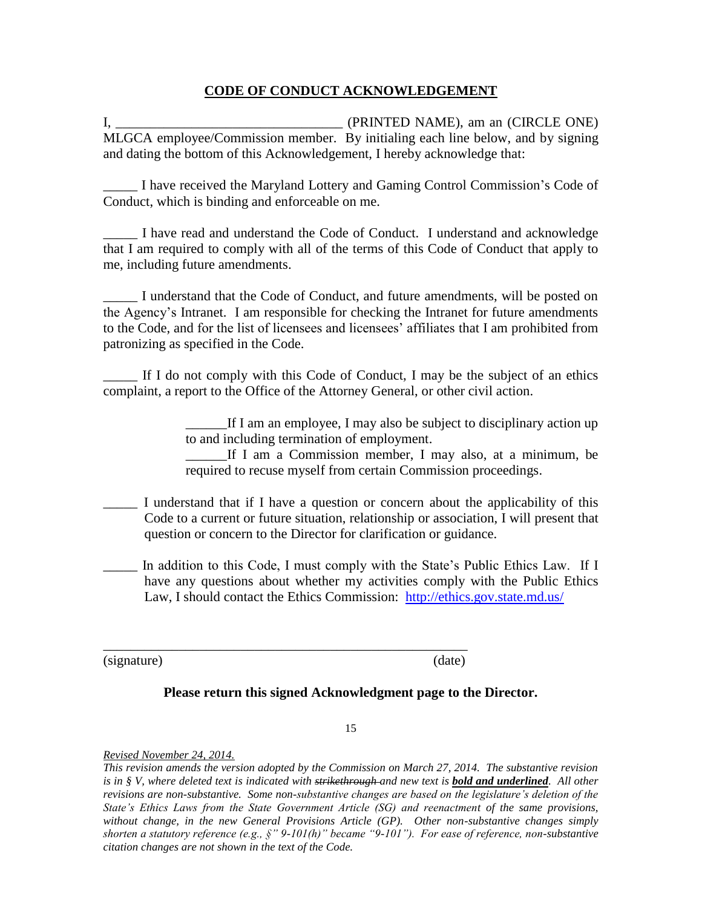## CODE OF CONDUCT ACKNOWLEDGEMENT

I, ________________________________ (PRINTED NAME), am an (CIRCLE ONE) MLGCA employee/Commission member. By initialing each line below, and by signing and dating the bottom of this Acknowledgement, I hereby acknowledge that:

_____ I have received the Maryland Lottery and Gaming Control Commission's Code of Conduct, which is binding and enforceable on me.

_____ I have read and understand the Code of Conduct. I understand and acknowledge that I am required to comply with all of the terms of this Code of Conduct that apply to me, including future amendments.

_____ I understand that the Code of Conduct, and future amendments, will be posted on the Agency's Intranet. I am responsible for checking the Intranet for future amendments to the Code, and for the list of licensees and licensees' affiliates that I am prohibited from patronizing as specified in the Code.

_____ If I do not comply with this Code of Conduct, I may be the subject of an ethics complaint, a report to the Office of the Attorney General, or other civil action.

> ______If I am an employee, I may also be subject to disciplinary action up to and including termination of employment.
>
> ______If I am a Commission member, I may also, at a minimum, be required to recuse myself from certain Commission proceedings.

_____ I understand that if I have a question or concern about the applicability of this Code to a current or future situation, relationship or association, I will present that question or concern to the Director for clarification or guidance.

_____ In addition to this Code, I must comply with the State's Public Ethics Law. If I have any questions about whether my activities comply with the Public Ethics Law, I should contact the Ethics Commission: http://ethics.gov.state.md.us/

_______________________________________________________

(signature) (date)

**Please return this signed Acknowledgment page to the Director.**

*Revised November 24, 2014.*

*This revision amends the version adopted by the Commission on March 27, 2014. The substantive revision is in § V, where deleted text is indicated with ~~strikethrough~~ and new text is **bold and underlined**. All other revisions are non-substantive. Some non-substantive changes are based on the legislature's deletion of the State's Ethics Laws from the State Government Article (SG) and reenactment of the same provisions, without change, in the new General Provisions Article (GP). Other non-substantive changes simply shorten a statutory reference (e.g., §" 9-101(h)" became "9-101"). For ease of reference, non-substantive citation changes are not shown in the text of the Code.*